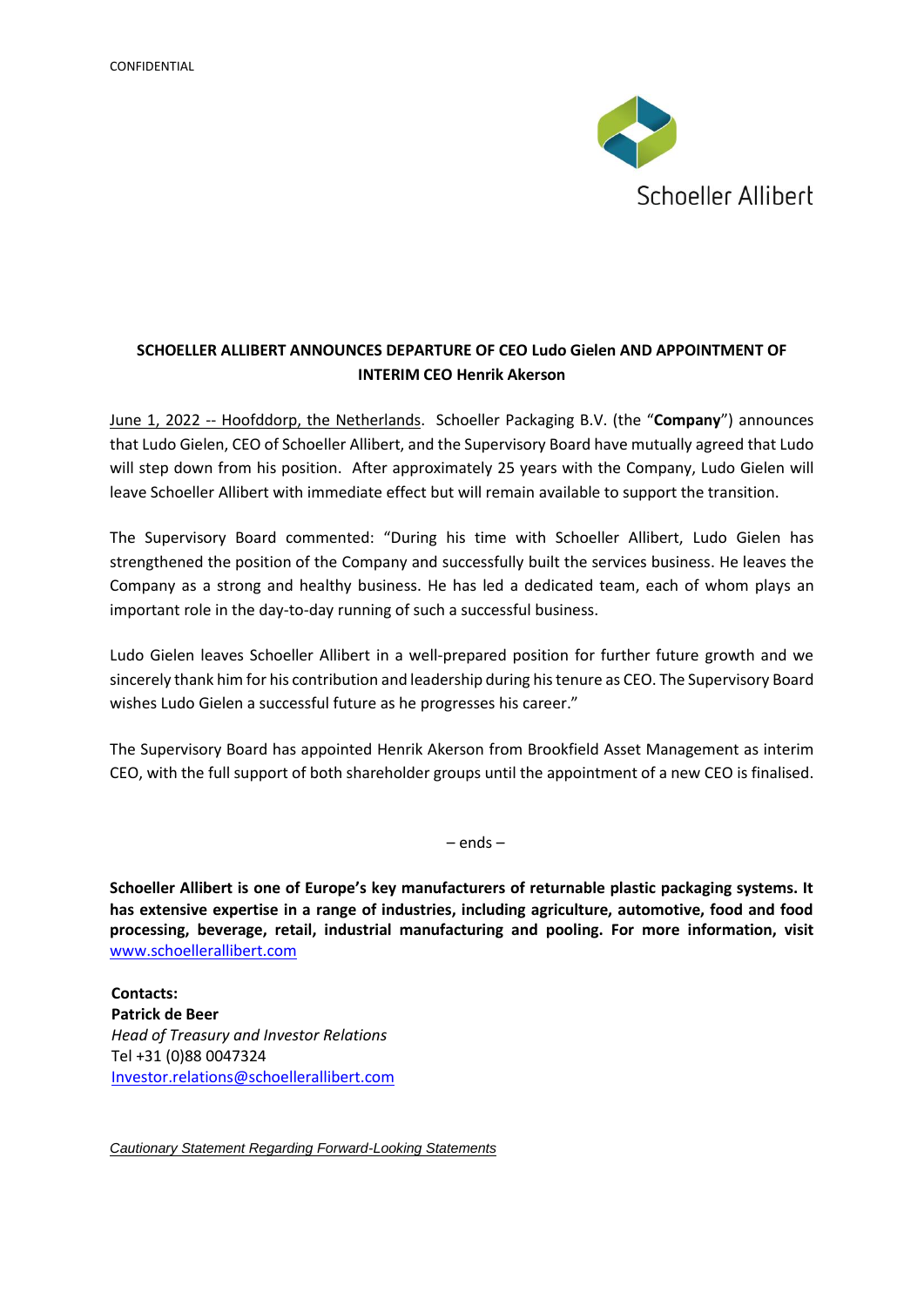CONFIDENTIAL

Schoeller Allibert

## SCHOELLER ALLIBERT ANNOUNCES DEPARTURE OF CEO Ludo Gielen AND APPOINTMENT OF INTERIM CEO Henrik Akerson

June 1, 2022 -- Hoofddorp, the Netherlands. Schoeller Packaging B.V. (the "**Company**") announces that Ludo Gielen, CEO of Schoeller Allibert, and the Supervisory Board have mutually agreed that Ludo will step down from his position. After approximately 25 years with the Company, Ludo Gielen will leave Schoeller Allibert with immediate effect but will remain available to support the transition.

The Supervisory Board commented: "During his time with Schoeller Allibert, Ludo Gielen has strengthened the position of the Company and successfully built the services business. He leaves the Company as a strong and healthy business. He has led a dedicated team, each of whom plays an important role in the day-to-day running of such a successful business.

Ludo Gielen leaves Schoeller Allibert in a well-prepared position for further future growth and we sincerely thank him for his contribution and leadership during his tenure as CEO. The Supervisory Board wishes Ludo Gielen a successful future as he progresses his career."

The Supervisory Board has appointed Henrik Akerson from Brookfield Asset Management as interim CEO, with the full support of both shareholder groups until the appointment of a new CEO is finalised.

– ends –

**Schoeller Allibert is one of Europe's key manufacturers of returnable plastic packaging systems. It has extensive expertise in a range of industries, including agriculture, automotive, food and food processing, beverage, retail, industrial manufacturing and pooling. For more information, visit** www.schoellerallibert.com

**Contacts:**
**Patrick de Beer**
*Head of Treasury and Investor Relations*
Tel +31 (0)88 0047324
Investor.relations@schoellerallibert.com

*Cautionary Statement Regarding Forward-Looking Statements*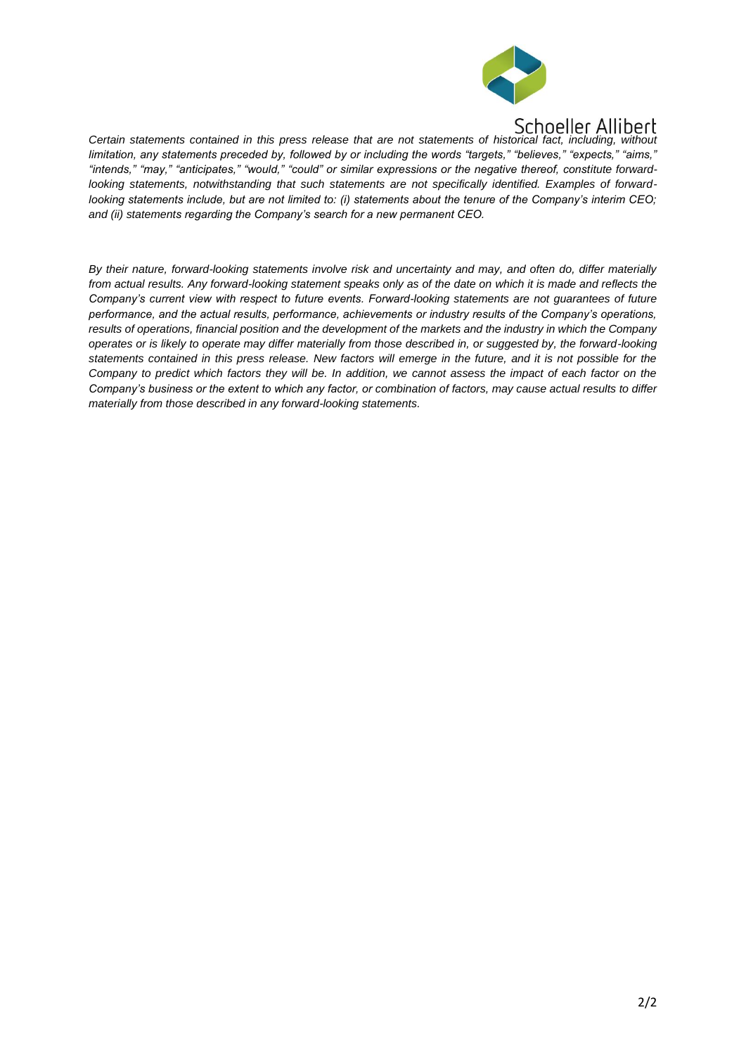*Certain statements contained in this press release that are not statements of historical fact, including, without limitation, any statements preceded by, followed by or including the words "targets," "believes," "expects," "aims," "intends," "may," "anticipates," "would," "could" or similar expressions or the negative thereof, constitute forward-looking statements, notwithstanding that such statements are not specifically identified. Examples of forward-looking statements include, but are not limited to: (i) statements about the tenure of the Company's interim CEO; and (ii) statements regarding the Company's search for a new permanent CEO.*

*By their nature, forward-looking statements involve risk and uncertainty and may, and often do, differ materially from actual results. Any forward-looking statement speaks only as of the date on which it is made and reflects the Company's current view with respect to future events. Forward-looking statements are not guarantees of future performance, and the actual results, performance, achievements or industry results of the Company's operations, results of operations, financial position and the development of the markets and the industry in which the Company operates or is likely to operate may differ materially from those described in, or suggested by, the forward-looking statements contained in this press release. New factors will emerge in the future, and it is not possible for the Company to predict which factors they will be. In addition, we cannot assess the impact of each factor on the Company's business or the extent to which any factor, or combination of factors, may cause actual results to differ materially from those described in any forward-looking statements.*